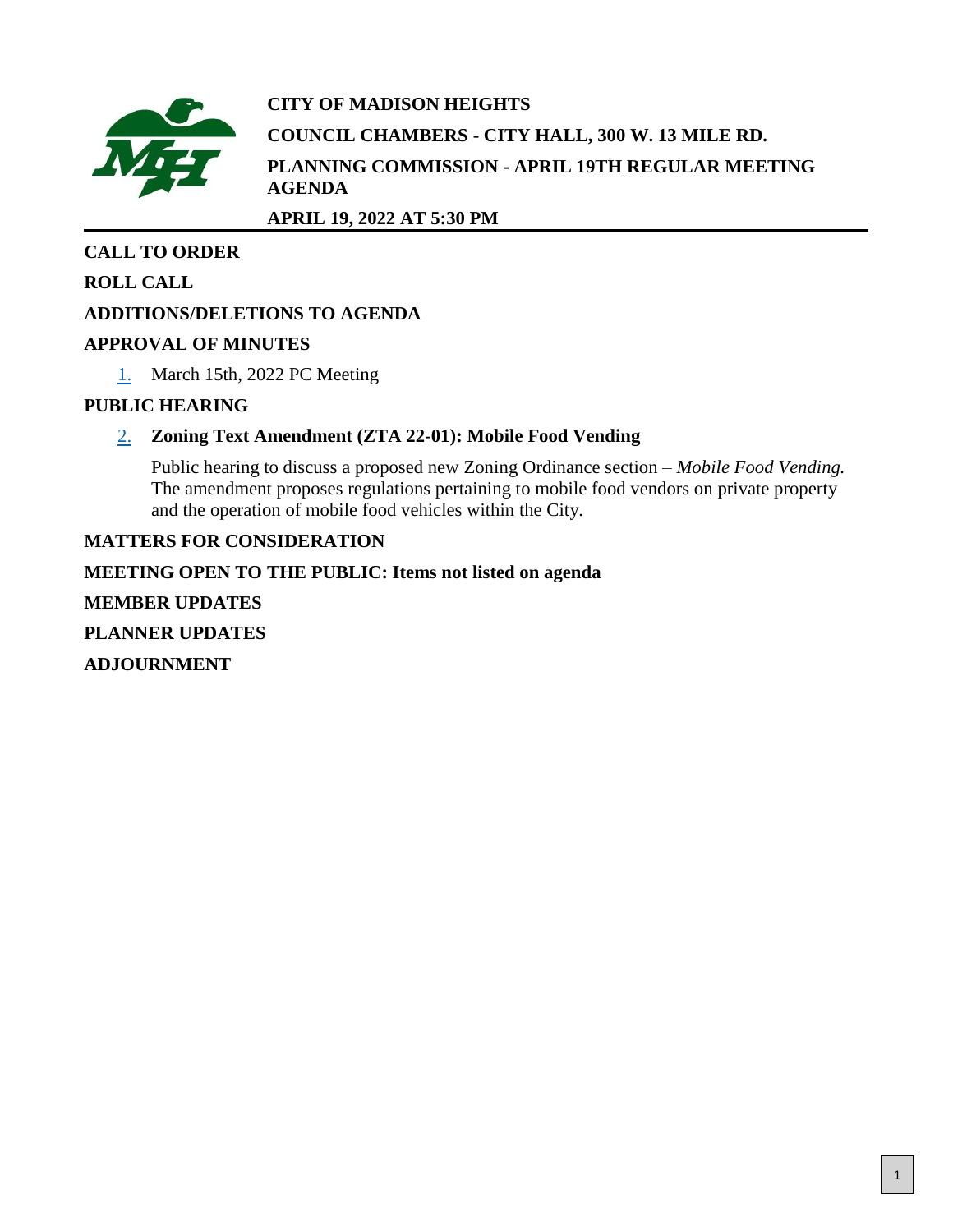# CITY OF MADISON HEIGHTS

**COUNCIL CHAMBERS - CITY HALL, 300 W. 13 MILE RD.**

**PLANNING COMMISSION - APRIL 19TH REGULAR MEETING AGENDA**

**APRIL 19, 2022 AT 5:30 PM**

## CALL TO ORDER

## ROLL CALL

## ADDITIONS/DELETIONS TO AGENDA

## APPROVAL OF MINUTES

1. March 15th, 2022 PC Meeting

## PUBLIC HEARING

2. **Zoning Text Amendment (ZTA 22-01): Mobile Food Vending**

   Public hearing to discuss a proposed new Zoning Ordinance section – *Mobile Food Vending.* The amendment proposes regulations pertaining to mobile food vendors on private property and the operation of mobile food vehicles within the City.

## MATTERS FOR CONSIDERATION

## MEETING OPEN TO THE PUBLIC: Items not listed on agenda

## MEMBER UPDATES

## PLANNER UPDATES

## ADJOURNMENT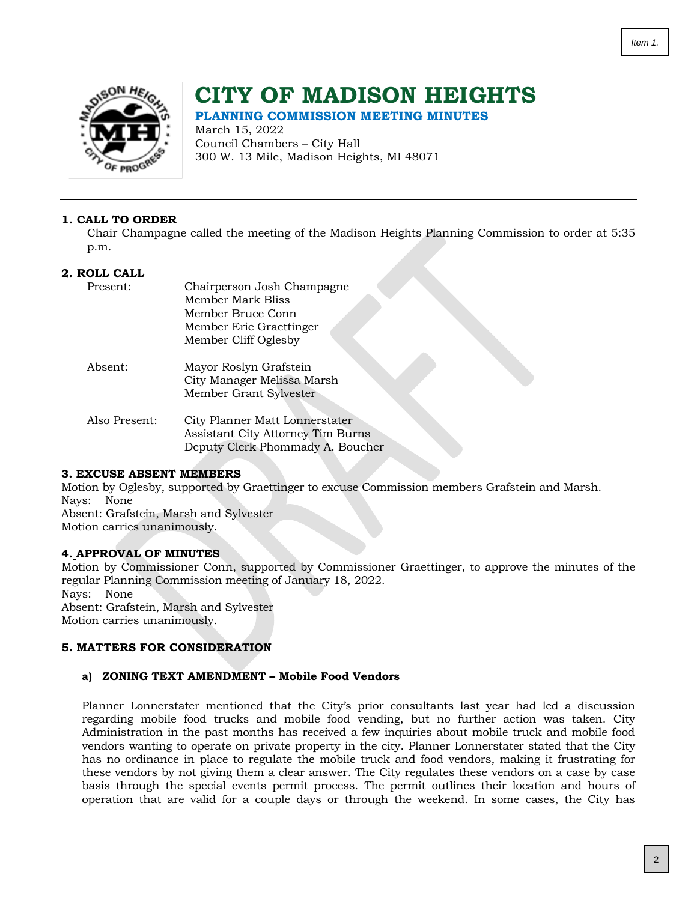Item 1.

# CITY OF MADISON HEIGHTS

## PLANNING COMMISSION MEETING MINUTES

March 15, 2022
Council Chambers – City Hall
300 W. 13 Mile, Madison Heights, MI 48071

---

**1. CALL TO ORDER**

Chair Champagne called the meeting of the Madison Heights Planning Commission to order at 5:35 p.m.

**2. ROLL CALL**

| | |
|---|---|
| Present: | Chairperson Josh Champagne<br>Member Mark Bliss<br>Member Bruce Conn<br>Member Eric Graettinger<br>Member Cliff Oglesby |
| Absent: | Mayor Roslyn Grafstein<br>City Manager Melissa Marsh<br>Member Grant Sylvester |
| Also Present: | City Planner Matt Lonnerstater<br>Assistant City Attorney Tim Burns<br>Deputy Clerk Phommady A. Boucher |

**3. EXCUSE ABSENT MEMBERS**

Motion by Oglesby, supported by Graettinger to excuse Commission members Grafstein and Marsh.
Nays: None
Absent: Grafstein, Marsh and Sylvester
Motion carries unanimously.

**4. APPROVAL OF MINUTES**

Motion by Commissioner Conn, supported by Commissioner Graettinger, to approve the minutes of the regular Planning Commission meeting of January 18, 2022.
Nays: None
Absent: Grafstein, Marsh and Sylvester
Motion carries unanimously.

**5. MATTERS FOR CONSIDERATION**

**a) ZONING TEXT AMENDMENT – Mobile Food Vendors**

Planner Lonnerstater mentioned that the City's prior consultants last year had led a discussion regarding mobile food trucks and mobile food vending, but no further action was taken. City Administration in the past months has received a few inquiries about mobile truck and mobile food vendors wanting to operate on private property in the city. Planner Lonnerstater stated that the City has no ordinance in place to regulate the mobile truck and food vendors, making it frustrating for these vendors by not giving them a clear answer. The City regulates these vendors on a case by case basis through the special events permit process. The permit outlines their location and hours of operation that are valid for a couple days or through the weekend. In some cases, the City has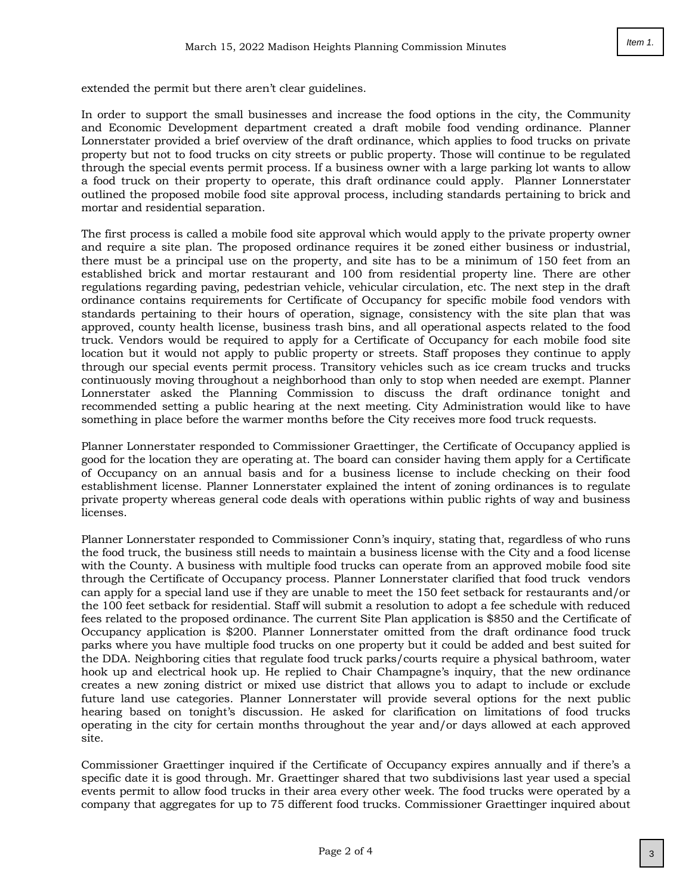extended the permit but there aren't clear guidelines.

In order to support the small businesses and increase the food options in the city, the Community and Economic Development department created a draft mobile food vending ordinance. Planner Lonnerstater provided a brief overview of the draft ordinance, which applies to food trucks on private property but not to food trucks on city streets or public property. Those will continue to be regulated through the special events permit process. If a business owner with a large parking lot wants to allow a food truck on their property to operate, this draft ordinance could apply. Planner Lonnerstater outlined the proposed mobile food site approval process, including standards pertaining to brick and mortar and residential separation.

The first process is called a mobile food site approval which would apply to the private property owner and require a site plan. The proposed ordinance requires it be zoned either business or industrial, there must be a principal use on the property, and site has to be a minimum of 150 feet from an established brick and mortar restaurant and 100 from residential property line. There are other regulations regarding paving, pedestrian vehicle, vehicular circulation, etc. The next step in the draft ordinance contains requirements for Certificate of Occupancy for specific mobile food vendors with standards pertaining to their hours of operation, signage, consistency with the site plan that was approved, county health license, business trash bins, and all operational aspects related to the food truck. Vendors would be required to apply for a Certificate of Occupancy for each mobile food site location but it would not apply to public property or streets. Staff proposes they continue to apply through our special events permit process. Transitory vehicles such as ice cream trucks and trucks continuously moving throughout a neighborhood than only to stop when needed are exempt. Planner Lonnerstater asked the Planning Commission to discuss the draft ordinance tonight and recommended setting a public hearing at the next meeting. City Administration would like to have something in place before the warmer months before the City receives more food truck requests.

Planner Lonnerstater responded to Commissioner Graettinger, the Certificate of Occupancy applied is good for the location they are operating at. The board can consider having them apply for a Certificate of Occupancy on an annual basis and for a business license to include checking on their food establishment license. Planner Lonnerstater explained the intent of zoning ordinances is to regulate private property whereas general code deals with operations within public rights of way and business licenses.

Planner Lonnerstater responded to Commissioner Conn's inquiry, stating that, regardless of who runs the food truck, the business still needs to maintain a business license with the City and a food license with the County. A business with multiple food trucks can operate from an approved mobile food site through the Certificate of Occupancy process. Planner Lonnerstater clarified that food truck vendors can apply for a special land use if they are unable to meet the 150 feet setback for restaurants and/or the 100 feet setback for residential. Staff will submit a resolution to adopt a fee schedule with reduced fees related to the proposed ordinance. The current Site Plan application is $850 and the Certificate of Occupancy application is $200. Planner Lonnerstater omitted from the draft ordinance food truck parks where you have multiple food trucks on one property but it could be added and best suited for the DDA. Neighboring cities that regulate food truck parks/courts require a physical bathroom, water hook up and electrical hook up. He replied to Chair Champagne's inquiry, that the new ordinance creates a new zoning district or mixed use district that allows you to adapt to include or exclude future land use categories. Planner Lonnerstater will provide several options for the next public hearing based on tonight's discussion. He asked for clarification on limitations of food trucks operating in the city for certain months throughout the year and/or days allowed at each approved site.

Commissioner Graettinger inquired if the Certificate of Occupancy expires annually and if there's a specific date it is good through. Mr. Graettinger shared that two subdivisions last year used a special events permit to allow food trucks in their area every other week. The food trucks were operated by a company that aggregates for up to 75 different food trucks. Commissioner Graettinger inquired about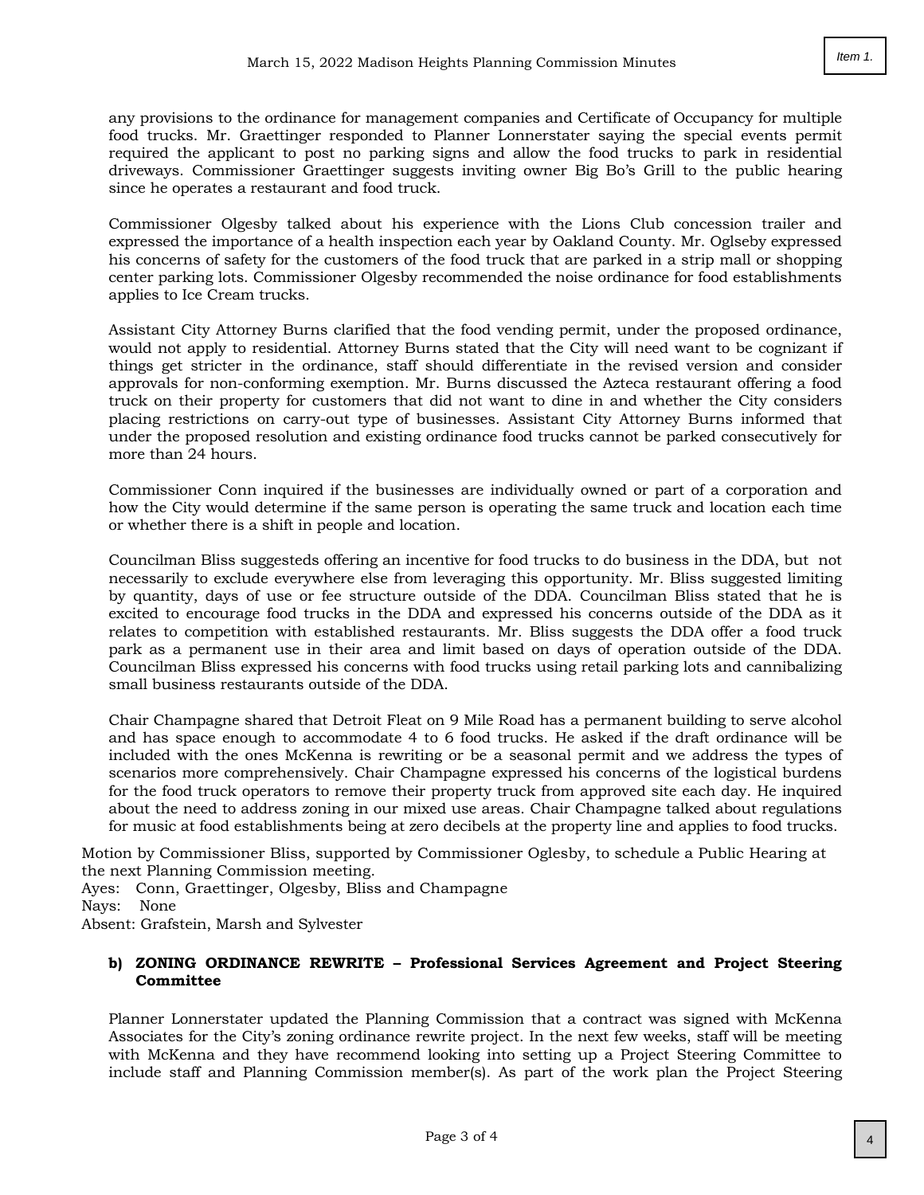any provisions to the ordinance for management companies and Certificate of Occupancy for multiple food trucks. Mr. Graettinger responded to Planner Lonnerstater saying the special events permit required the applicant to post no parking signs and allow the food trucks to park in residential driveways. Commissioner Graettinger suggests inviting owner Big Bo's Grill to the public hearing since he operates a restaurant and food truck.

Commissioner Olgesby talked about his experience with the Lions Club concession trailer and expressed the importance of a health inspection each year by Oakland County. Mr. Oglseby expressed his concerns of safety for the customers of the food truck that are parked in a strip mall or shopping center parking lots. Commissioner Olgesby recommended the noise ordinance for food establishments applies to Ice Cream trucks.

Assistant City Attorney Burns clarified that the food vending permit, under the proposed ordinance, would not apply to residential. Attorney Burns stated that the City will need want to be cognizant if things get stricter in the ordinance, staff should differentiate in the revised version and consider approvals for non-conforming exemption. Mr. Burns discussed the Azteca restaurant offering a food truck on their property for customers that did not want to dine in and whether the City considers placing restrictions on carry-out type of businesses. Assistant City Attorney Burns informed that under the proposed resolution and existing ordinance food trucks cannot be parked consecutively for more than 24 hours.

Commissioner Conn inquired if the businesses are individually owned or part of a corporation and how the City would determine if the same person is operating the same truck and location each time or whether there is a shift in people and location.

Councilman Bliss suggesteds offering an incentive for food trucks to do business in the DDA, but not necessarily to exclude everywhere else from leveraging this opportunity. Mr. Bliss suggested limiting by quantity, days of use or fee structure outside of the DDA. Councilman Bliss stated that he is excited to encourage food trucks in the DDA and expressed his concerns outside of the DDA as it relates to competition with established restaurants. Mr. Bliss suggests the DDA offer a food truck park as a permanent use in their area and limit based on days of operation outside of the DDA. Councilman Bliss expressed his concerns with food trucks using retail parking lots and cannibalizing small business restaurants outside of the DDA.

Chair Champagne shared that Detroit Fleat on 9 Mile Road has a permanent building to serve alcohol and has space enough to accommodate 4 to 6 food trucks. He asked if the draft ordinance will be included with the ones McKenna is rewriting or be a seasonal permit and we address the types of scenarios more comprehensively. Chair Champagne expressed his concerns of the logistical burdens for the food truck operators to remove their property truck from approved site each day. He inquired about the need to address zoning in our mixed use areas. Chair Champagne talked about regulations for music at food establishments being at zero decibels at the property line and applies to food trucks.

Motion by Commissioner Bliss, supported by Commissioner Oglesby, to schedule a Public Hearing at the next Planning Commission meeting.
Ayes: Conn, Graettinger, Olgesby, Bliss and Champagne
Nays: None
Absent: Grafstein, Marsh and Sylvester

**b) ZONING ORDINANCE REWRITE – Professional Services Agreement and Project Steering Committee**

Planner Lonnerstater updated the Planning Commission that a contract was signed with McKenna Associates for the City's zoning ordinance rewrite project. In the next few weeks, staff will be meeting with McKenna and they have recommend looking into setting up a Project Steering Committee to include staff and Planning Commission member(s). As part of the work plan the Project Steering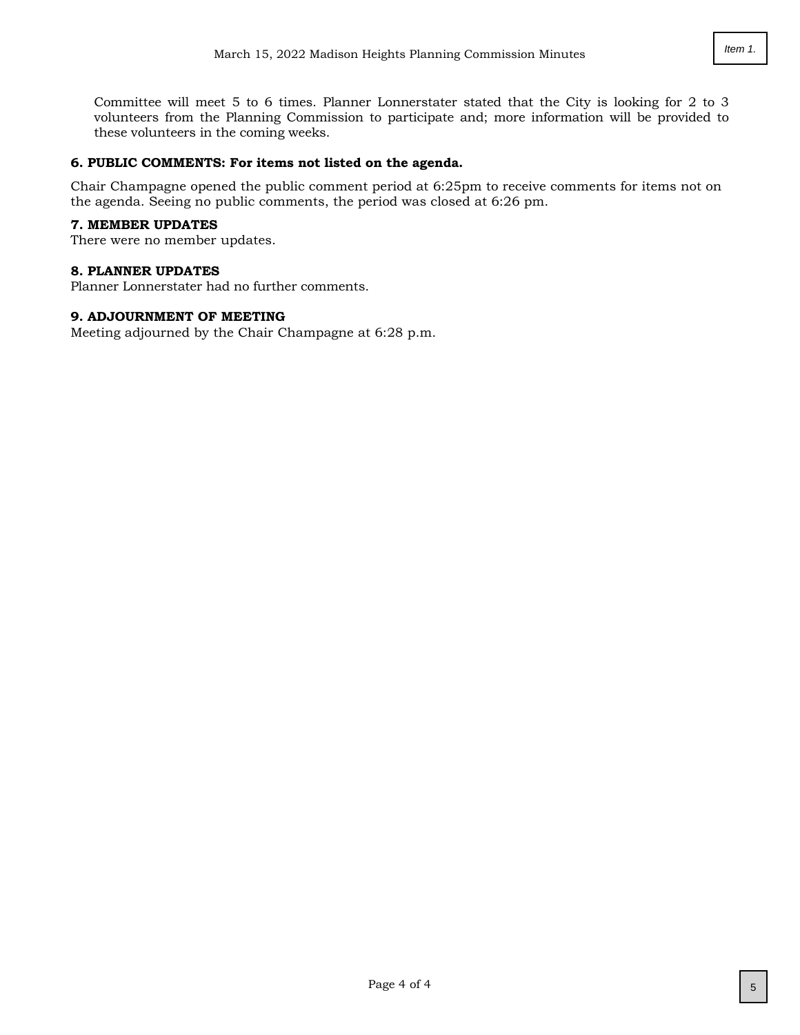Committee will meet 5 to 6 times. Planner Lonnerstater stated that the City is looking for 2 to 3 volunteers from the Planning Commission to participate and; more information will be provided to these volunteers in the coming weeks.

**6. PUBLIC COMMENTS: For items not listed on the agenda.**

Chair Champagne opened the public comment period at 6:25pm to receive comments for items not on the agenda. Seeing no public comments, the period was closed at 6:26 pm.

**7. MEMBER UPDATES**
There were no member updates.

**8. PLANNER UPDATES**
Planner Lonnerstater had no further comments.

**9. ADJOURNMENT OF MEETING**
Meeting adjourned by the Chair Champagne at 6:28 p.m.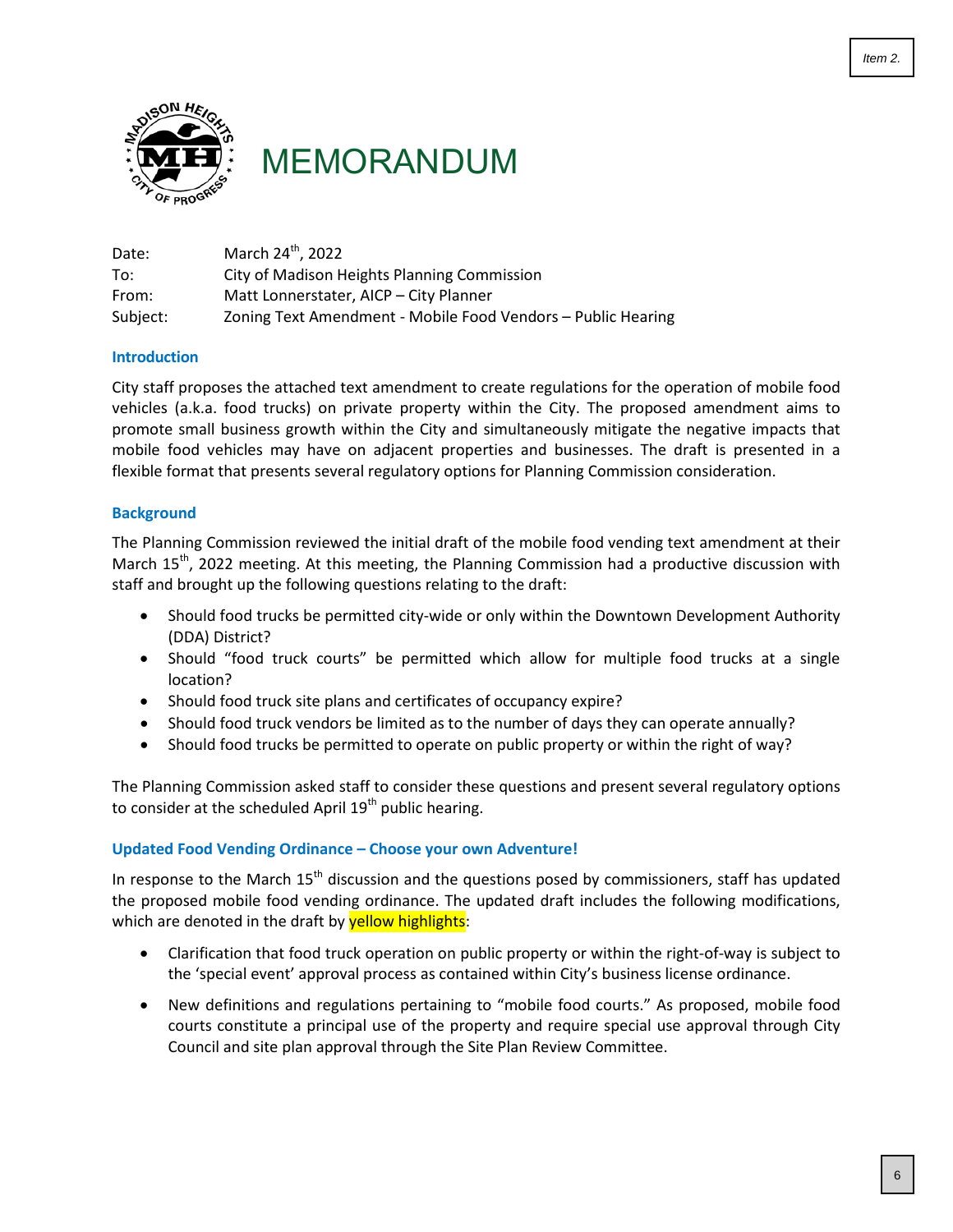Item 2.

# MEMORANDUM

Date: March 24th, 2022
To: City of Madison Heights Planning Commission
From: Matt Lonnerstater, AICP – City Planner
Subject: Zoning Text Amendment - Mobile Food Vendors – Public Hearing

## Introduction

City staff proposes the attached text amendment to create regulations for the operation of mobile food vehicles (a.k.a. food trucks) on private property within the City. The proposed amendment aims to promote small business growth within the City and simultaneously mitigate the negative impacts that mobile food vehicles may have on adjacent properties and businesses. The draft is presented in a flexible format that presents several regulatory options for Planning Commission consideration.

## Background

The Planning Commission reviewed the initial draft of the mobile food vending text amendment at their March 15th, 2022 meeting. At this meeting, the Planning Commission had a productive discussion with staff and brought up the following questions relating to the draft:

- Should food trucks be permitted city-wide or only within the Downtown Development Authority (DDA) District?
- Should "food truck courts" be permitted which allow for multiple food trucks at a single location?
- Should food truck site plans and certificates of occupancy expire?
- Should food truck vendors be limited as to the number of days they can operate annually?
- Should food trucks be permitted to operate on public property or within the right of way?

The Planning Commission asked staff to consider these questions and present several regulatory options to consider at the scheduled April 19th public hearing.

## Updated Food Vending Ordinance – Choose your own Adventure!

In response to the March 15th discussion and the questions posed by commissioners, staff has updated the proposed mobile food vending ordinance. The updated draft includes the following modifications, which are denoted in the draft by yellow highlights:

- Clarification that food truck operation on public property or within the right-of-way is subject to the 'special event' approval process as contained within City's business license ordinance.
- New definitions and regulations pertaining to "mobile food courts." As proposed, mobile food courts constitute a principal use of the property and require special use approval through City Council and site plan approval through the Site Plan Review Committee.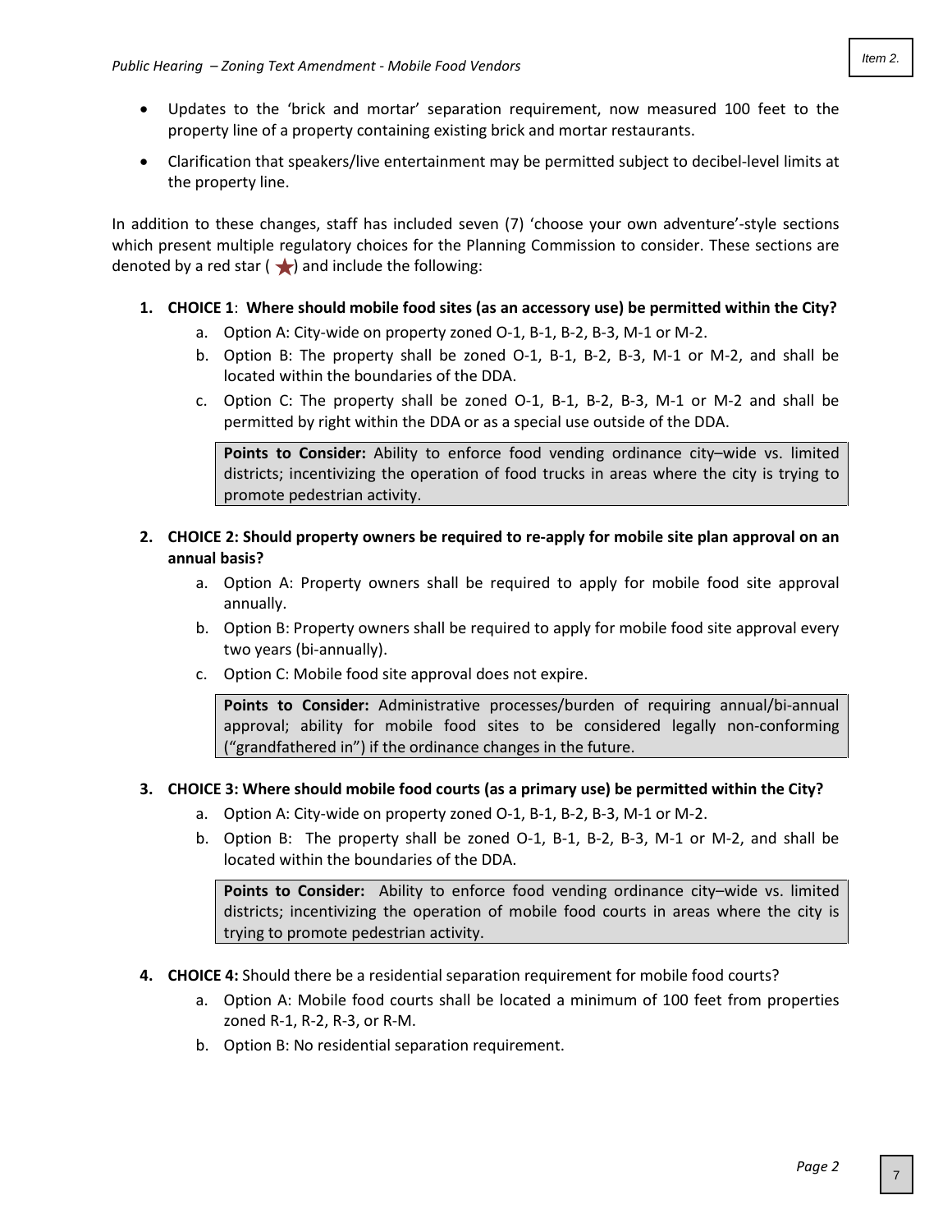- Updates to the 'brick and mortar' separation requirement, now measured 100 feet to the property line of a property containing existing brick and mortar restaurants.
- Clarification that speakers/live entertainment may be permitted subject to decibel-level limits at the property line.

In addition to these changes, staff has included seven (7) 'choose your own adventure'-style sections which present multiple regulatory choices for the Planning Commission to consider. These sections are denoted by a red star (★) and include the following:

1. **CHOICE 1**: **Where should mobile food sites (as an accessory use) be permitted within the City?**
   a. Option A: City-wide on property zoned O-1, B-1, B-2, B-3, M-1 or M-2.
   b. Option B: The property shall be zoned O-1, B-1, B-2, B-3, M-1 or M-2, and shall be located within the boundaries of the DDA.
   c. Option C: The property shall be zoned O-1, B-1, B-2, B-3, M-1 or M-2 and shall be permitted by right within the DDA or as a special use outside of the DDA.

   **Points to Consider:** Ability to enforce food vending ordinance city–wide vs. limited districts; incentivizing the operation of food trucks in areas where the city is trying to promote pedestrian activity.

2. **CHOICE 2: Should property owners be required to re-apply for mobile site plan approval on an annual basis?**
   a. Option A: Property owners shall be required to apply for mobile food site approval annually.
   b. Option B: Property owners shall be required to apply for mobile food site approval every two years (bi-annually).
   c. Option C: Mobile food site approval does not expire.

   **Points to Consider:** Administrative processes/burden of requiring annual/bi-annual approval; ability for mobile food sites to be considered legally non-conforming ("grandfathered in") if the ordinance changes in the future.

3. **CHOICE 3: Where should mobile food courts (as a primary use) be permitted within the City?**
   a. Option A: City-wide on property zoned O-1, B-1, B-2, B-3, M-1 or M-2.
   b. Option B: The property shall be zoned O-1, B-1, B-2, B-3, M-1 or M-2, and shall be located within the boundaries of the DDA.

   **Points to Consider:** Ability to enforce food vending ordinance city–wide vs. limited districts; incentivizing the operation of mobile food courts in areas where the city is trying to promote pedestrian activity.

4. **CHOICE 4:** Should there be a residential separation requirement for mobile food courts?
   a. Option A: Mobile food courts shall be located a minimum of 100 feet from properties zoned R-1, R-2, R-3, or R-M.
   b. Option B: No residential separation requirement.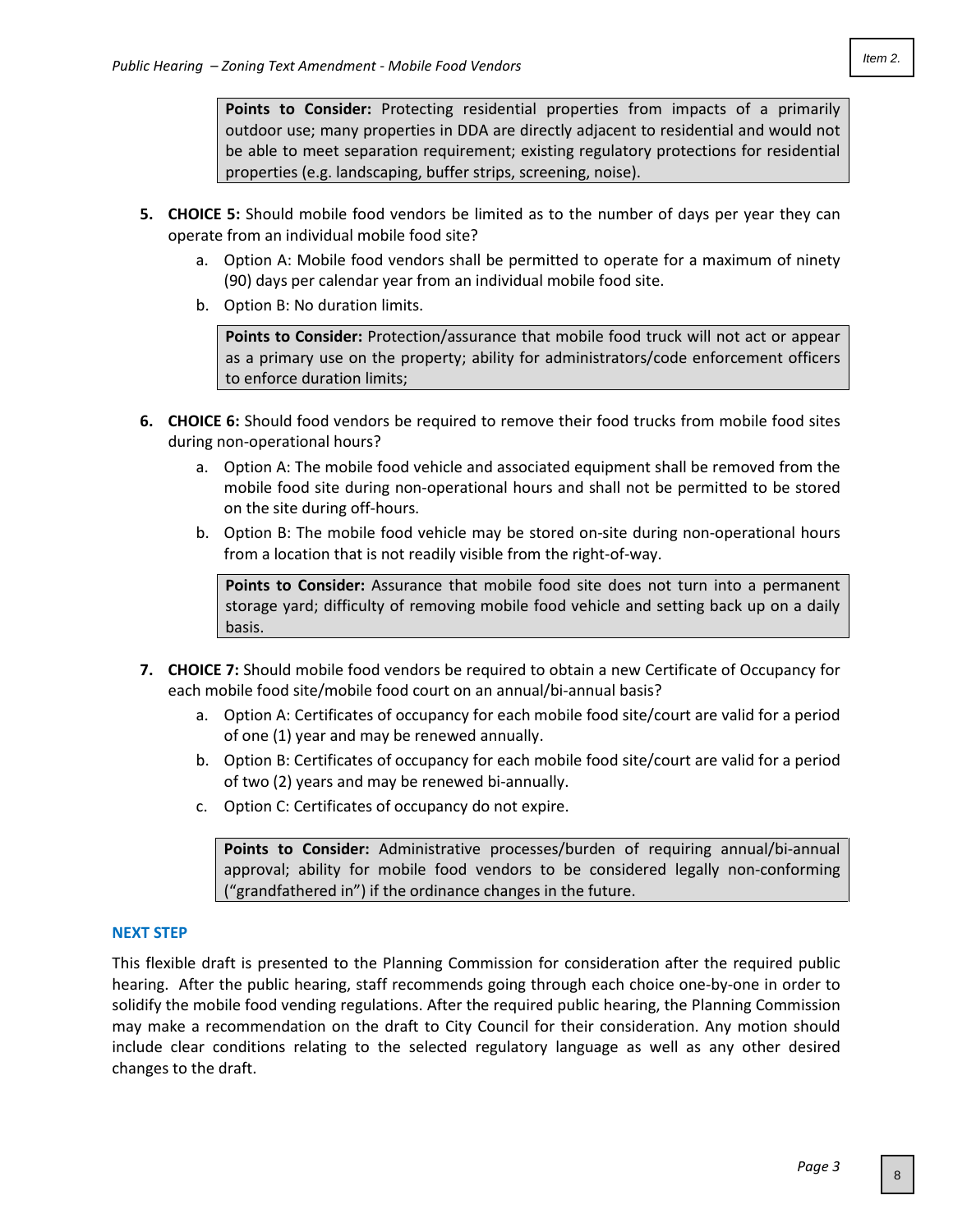**Points to Consider:** Protecting residential properties from impacts of a primarily outdoor use; many properties in DDA are directly adjacent to residential and would not be able to meet separation requirement; existing regulatory protections for residential properties (e.g. landscaping, buffer strips, screening, noise).

5. **CHOICE 5:** Should mobile food vendors be limited as to the number of days per year they can operate from an individual mobile food site?
   a. Option A: Mobile food vendors shall be permitted to operate for a maximum of ninety (90) days per calendar year from an individual mobile food site.
   b. Option B: No duration limits.

   **Points to Consider:** Protection/assurance that mobile food truck will not act or appear as a primary use on the property; ability for administrators/code enforcement officers to enforce duration limits;

6. **CHOICE 6:** Should food vendors be required to remove their food trucks from mobile food sites during non-operational hours?
   a. Option A: The mobile food vehicle and associated equipment shall be removed from the mobile food site during non-operational hours and shall not be permitted to be stored on the site during off-hours.
   b. Option B: The mobile food vehicle may be stored on-site during non-operational hours from a location that is not readily visible from the right-of-way.

   **Points to Consider:** Assurance that mobile food site does not turn into a permanent storage yard; difficulty of removing mobile food vehicle and setting back up on a daily basis.

7. **CHOICE 7:** Should mobile food vendors be required to obtain a new Certificate of Occupancy for each mobile food site/mobile food court on an annual/bi-annual basis?
   a. Option A: Certificates of occupancy for each mobile food site/court are valid for a period of one (1) year and may be renewed annually.
   b. Option B: Certificates of occupancy for each mobile food site/court are valid for a period of two (2) years and may be renewed bi-annually.
   c. Option C: Certificates of occupancy do not expire.

   **Points to Consider:** Administrative processes/burden of requiring annual/bi-annual approval; ability for mobile food vendors to be considered legally non-conforming ("grandfathered in") if the ordinance changes in the future.

## NEXT STEP

This flexible draft is presented to the Planning Commission for consideration after the required public hearing. After the public hearing, staff recommends going through each choice one-by-one in order to solidify the mobile food vending regulations. After the required public hearing, the Planning Commission may make a recommendation on the draft to City Council for their consideration. Any motion should include clear conditions relating to the selected regulatory language as well as any other desired changes to the draft.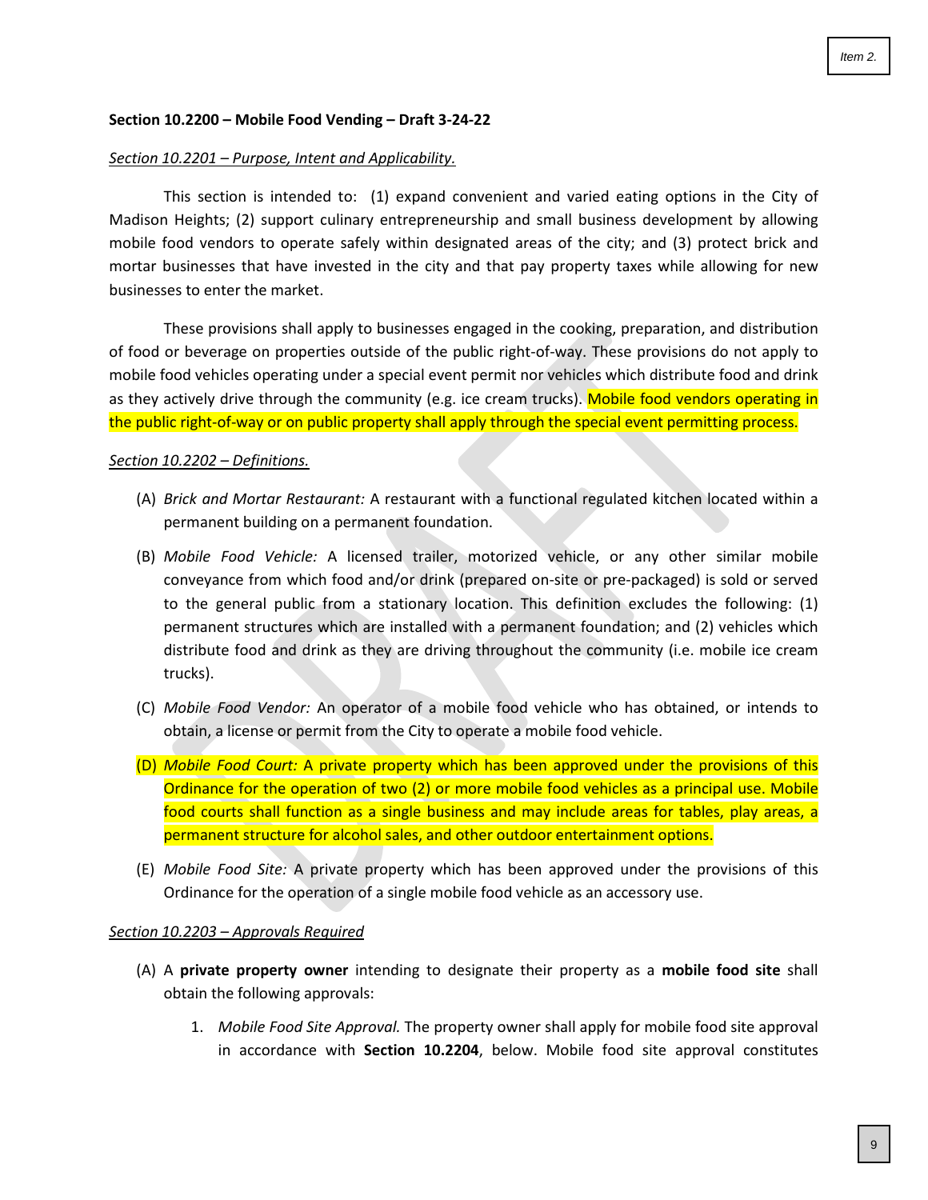**Section 10.2200 – Mobile Food Vending – Draft 3-24-22**

*Section 10.2201 – Purpose, Intent and Applicability.*

This section is intended to: (1) expand convenient and varied eating options in the City of Madison Heights; (2) support culinary entrepreneurship and small business development by allowing mobile food vendors to operate safely within designated areas of the city; and (3) protect brick and mortar businesses that have invested in the city and that pay property taxes while allowing for new businesses to enter the market.

These provisions shall apply to businesses engaged in the cooking, preparation, and distribution of food or beverage on properties outside of the public right-of-way. These provisions do not apply to mobile food vehicles operating under a special event permit nor vehicles which distribute food and drink as they actively drive through the community (e.g. ice cream trucks). Mobile food vendors operating in the public right-of-way or on public property shall apply through the special event permitting process.

*Section 10.2202 – Definitions.*

(A) *Brick and Mortar Restaurant:* A restaurant with a functional regulated kitchen located within a permanent building on a permanent foundation.

(B) *Mobile Food Vehicle:* A licensed trailer, motorized vehicle, or any other similar mobile conveyance from which food and/or drink (prepared on-site or pre-packaged) is sold or served to the general public from a stationary location. This definition excludes the following: (1) permanent structures which are installed with a permanent foundation; and (2) vehicles which distribute food and drink as they are driving throughout the community (i.e. mobile ice cream trucks).

(C) *Mobile Food Vendor:* An operator of a mobile food vehicle who has obtained, or intends to obtain, a license or permit from the City to operate a mobile food vehicle.

(D) *Mobile Food Court:* A private property which has been approved under the provisions of this Ordinance for the operation of two (2) or more mobile food vehicles as a principal use. Mobile food courts shall function as a single business and may include areas for tables, play areas, a permanent structure for alcohol sales, and other outdoor entertainment options.

(E) *Mobile Food Site:* A private property which has been approved under the provisions of this Ordinance for the operation of a single mobile food vehicle as an accessory use.

*Section 10.2203 – Approvals Required*

(A) A **private property owner** intending to designate their property as a **mobile food site** shall obtain the following approvals:

1. *Mobile Food Site Approval.* The property owner shall apply for mobile food site approval in accordance with **Section 10.2204**, below. Mobile food site approval constitutes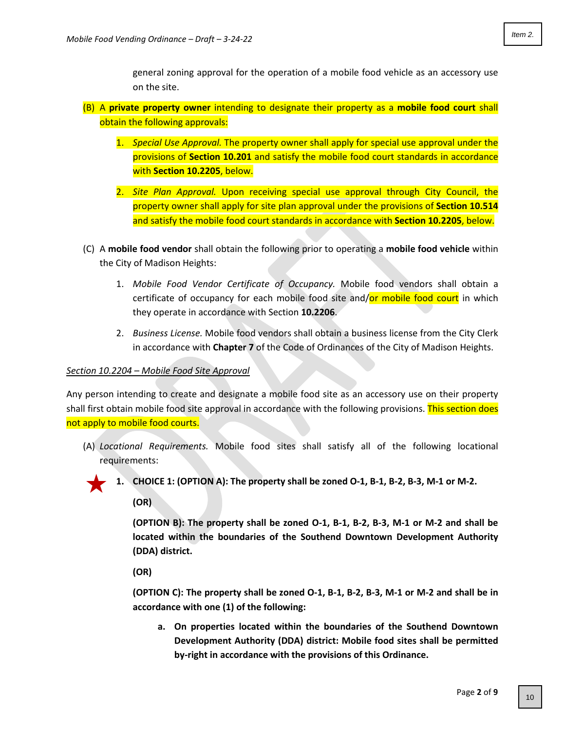general zoning approval for the operation of a mobile food vehicle as an accessory use on the site.

(B) A **private property owner** intending to designate their property as a **mobile food court** shall obtain the following approvals:

1. *Special Use Approval.* The property owner shall apply for special use approval under the provisions of **Section 10.201** and satisfy the mobile food court standards in accordance with **Section 10.2205**, below.

2. *Site Plan Approval.* Upon receiving special use approval through City Council, the property owner shall apply for site plan approval under the provisions of **Section 10.514** and satisfy the mobile food court standards in accordance with **Section 10.2205**, below.

(C) A **mobile food vendor** shall obtain the following prior to operating a **mobile food vehicle** within the City of Madison Heights:

1. *Mobile Food Vendor Certificate of Occupancy.* Mobile food vendors shall obtain a certificate of occupancy for each mobile food site and/or mobile food court in which they operate in accordance with Section **10.2206**.

2. *Business License.* Mobile food vendors shall obtain a business license from the City Clerk in accordance with **Chapter 7** of the Code of Ordinances of the City of Madison Heights.

*Section 10.2204 – Mobile Food Site Approval*

Any person intending to create and designate a mobile food site as an accessory use on their property shall first obtain mobile food site approval in accordance with the following provisions. This section does not apply to mobile food courts.

(A) *Locational Requirements.* Mobile food sites shall satisfy all of the following locational requirements:

1. **CHOICE 1: (OPTION A): The property shall be zoned O-1, B-1, B-2, B-3, M-1 or M-2.**

   **(OR)**

   **(OPTION B): The property shall be zoned O-1, B-1, B-2, B-3, M-1 or M-2 and shall be located within the boundaries of the Southend Downtown Development Authority (DDA) district.**

   **(OR)**

   **(OPTION C): The property shall be zoned O-1, B-1, B-2, B-3, M-1 or M-2 and shall be in accordance with one (1) of the following:**

   a. **On properties located within the boundaries of the Southend Downtown Development Authority (DDA) district: Mobile food sites shall be permitted by-right in accordance with the provisions of this Ordinance.**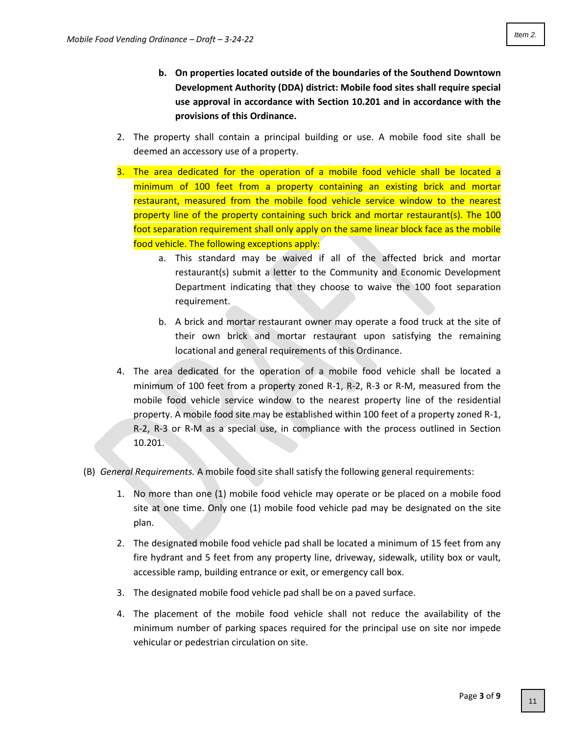b. **On properties located outside of the boundaries of the Southend Downtown Development Authority (DDA) district: Mobile food sites shall require special use approval in accordance with Section 10.201 and in accordance with the provisions of this Ordinance.**

2. The property shall contain a principal building or use. A mobile food site shall be deemed an accessory use of a property.

3. The area dedicated for the operation of a mobile food vehicle shall be located a minimum of 100 feet from a property containing an existing brick and mortar restaurant, measured from the mobile food vehicle service window to the nearest property line of the property containing such brick and mortar restaurant(s). The 100 foot separation requirement shall only apply on the same linear block face as the mobile food vehicle. The following exceptions apply:

   a. This standard may be waived if all of the affected brick and mortar restaurant(s) submit a letter to the Community and Economic Development Department indicating that they choose to waive the 100 foot separation requirement.

   b. A brick and mortar restaurant owner may operate a food truck at the site of their own brick and mortar restaurant upon satisfying the remaining locational and general requirements of this Ordinance.

4. The area dedicated for the operation of a mobile food vehicle shall be located a minimum of 100 feet from a property zoned R-1, R-2, R-3 or R-M, measured from the mobile food vehicle service window to the nearest property line of the residential property. A mobile food site may be established within 100 feet of a property zoned R-1, R-2, R-3 or R-M as a special use, in compliance with the process outlined in Section 10.201.

(B) *General Requirements.* A mobile food site shall satisfy the following general requirements:

1. No more than one (1) mobile food vehicle may operate or be placed on a mobile food site at one time. Only one (1) mobile food vehicle pad may be designated on the site plan.

2. The designated mobile food vehicle pad shall be located a minimum of 15 feet from any fire hydrant and 5 feet from any property line, driveway, sidewalk, utility box or vault, accessible ramp, building entrance or exit, or emergency call box.

3. The designated mobile food vehicle pad shall be on a paved surface.

4. The placement of the mobile food vehicle shall not reduce the availability of the minimum number of parking spaces required for the principal use on site nor impede vehicular or pedestrian circulation on site.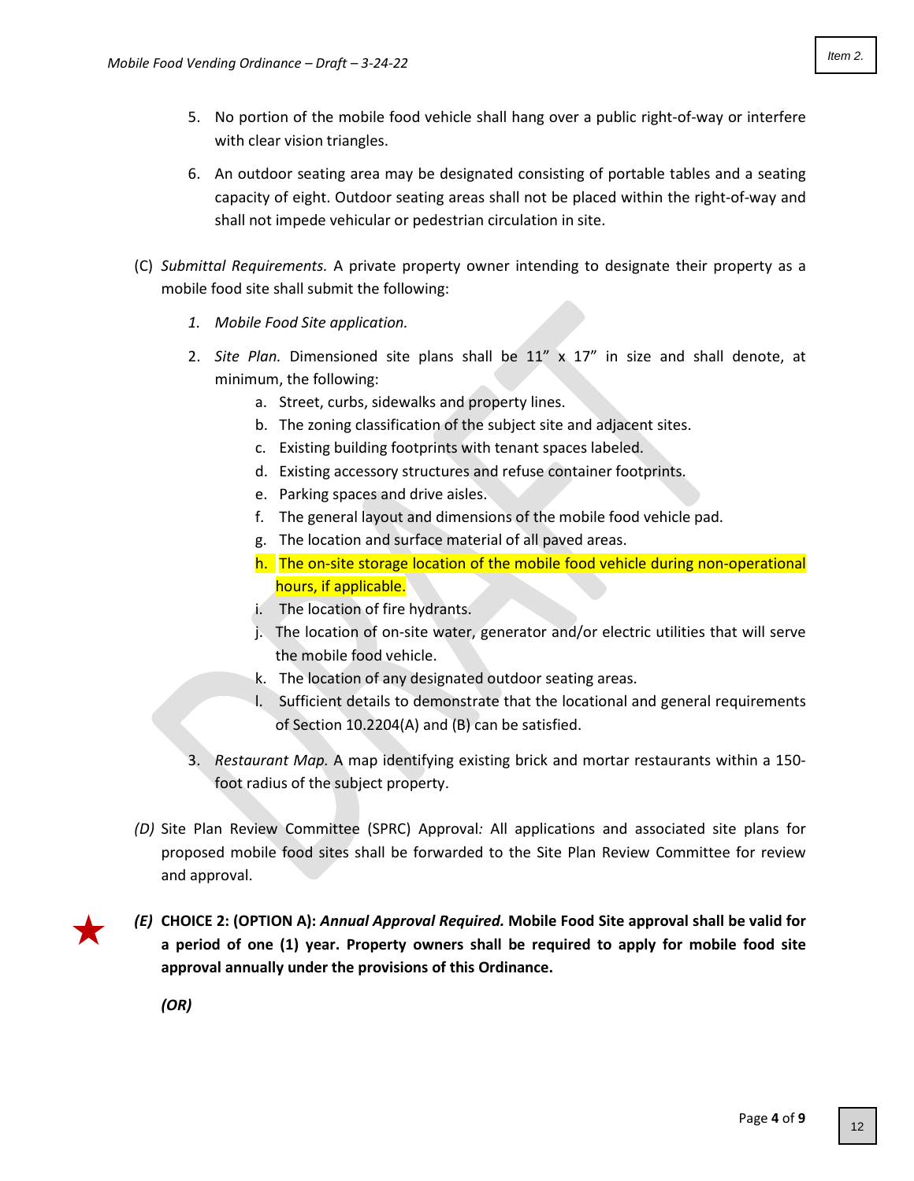5. No portion of the mobile food vehicle shall hang over a public right-of-way or interfere with clear vision triangles.

6. An outdoor seating area may be designated consisting of portable tables and a seating capacity of eight. Outdoor seating areas shall not be placed within the right-of-way and shall not impede vehicular or pedestrian circulation in site.

(C) *Submittal Requirements.* A private property owner intending to designate their property as a mobile food site shall submit the following:

1. *Mobile Food Site application.*

2. *Site Plan.* Dimensioned site plans shall be 11" x 17" in size and shall denote, at minimum, the following:
   a. Street, curbs, sidewalks and property lines.
   b. The zoning classification of the subject site and adjacent sites.
   c. Existing building footprints with tenant spaces labeled.
   d. Existing accessory structures and refuse container footprints.
   e. Parking spaces and drive aisles.
   f. The general layout and dimensions of the mobile food vehicle pad.
   g. The location and surface material of all paved areas.
   h. The on-site storage location of the mobile food vehicle during non-operational hours, if applicable.
   i. The location of fire hydrants.
   j. The location of on-site water, generator and/or electric utilities that will serve the mobile food vehicle.
   k. The location of any designated outdoor seating areas.
   l. Sufficient details to demonstrate that the locational and general requirements of Section 10.2204(A) and (B) can be satisfied.

3. *Restaurant Map.* A map identifying existing brick and mortar restaurants within a 150-foot radius of the subject property.

*(D)* Site Plan Review Committee (SPRC) Approval*:* All applications and associated site plans for proposed mobile food sites shall be forwarded to the Site Plan Review Committee for review and approval.

*(E)* **CHOICE 2: (OPTION A):** ***Annual Approval Required.*** **Mobile Food Site approval shall be valid for a period of one (1) year. Property owners shall be required to apply for mobile food site approval annually under the provisions of this Ordinance.**

***(OR)***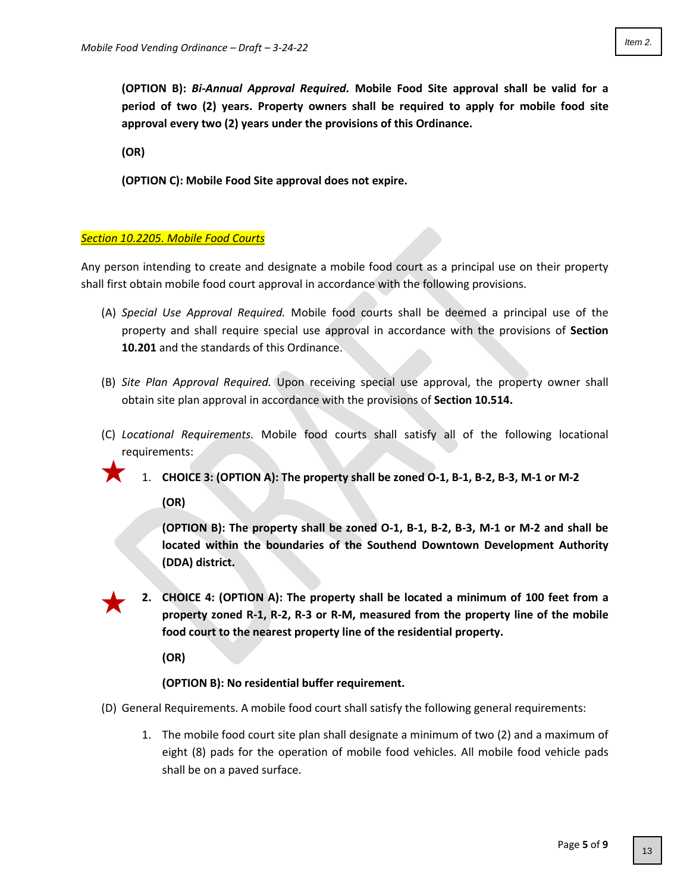**(OPTION B):** ***Bi-Annual Approval Required.*** **Mobile Food Site approval shall be valid for a period of two (2) years. Property owners shall be required to apply for mobile food site approval every two (2) years under the provisions of this Ordinance.**

**(OR)**

**(OPTION C): Mobile Food Site approval does not expire.**

### *Section 10.2205. Mobile Food Courts*

Any person intending to create and designate a mobile food court as a principal use on their property shall first obtain mobile food court approval in accordance with the following provisions.

(A) *Special Use Approval Required.* Mobile food courts shall be deemed a principal use of the property and shall require special use approval in accordance with the provisions of **Section 10.201** and the standards of this Ordinance.

(B) *Site Plan Approval Required.* Upon receiving special use approval, the property owner shall obtain site plan approval in accordance with the provisions of **Section 10.514.**

(C) *Locational Requirements.* Mobile food courts shall satisfy all of the following locational requirements:

1. **CHOICE 3: (OPTION A): The property shall be zoned O-1, B-1, B-2, B-3, M-1 or M-2**

   **(OR)**

   **(OPTION B): The property shall be zoned O-1, B-1, B-2, B-3, M-1 or M-2 and shall be located within the boundaries of the Southend Downtown Development Authority (DDA) district.**

2. **CHOICE 4: (OPTION A): The property shall be located a minimum of 100 feet from a property zoned R-1, R-2, R-3 or R-M, measured from the property line of the mobile food court to the nearest property line of the residential property.**

   **(OR)**

   **(OPTION B): No residential buffer requirement.**

(D) General Requirements. A mobile food court shall satisfy the following general requirements:

1. The mobile food court site plan shall designate a minimum of two (2) and a maximum of eight (8) pads for the operation of mobile food vehicles. All mobile food vehicle pads shall be on a paved surface.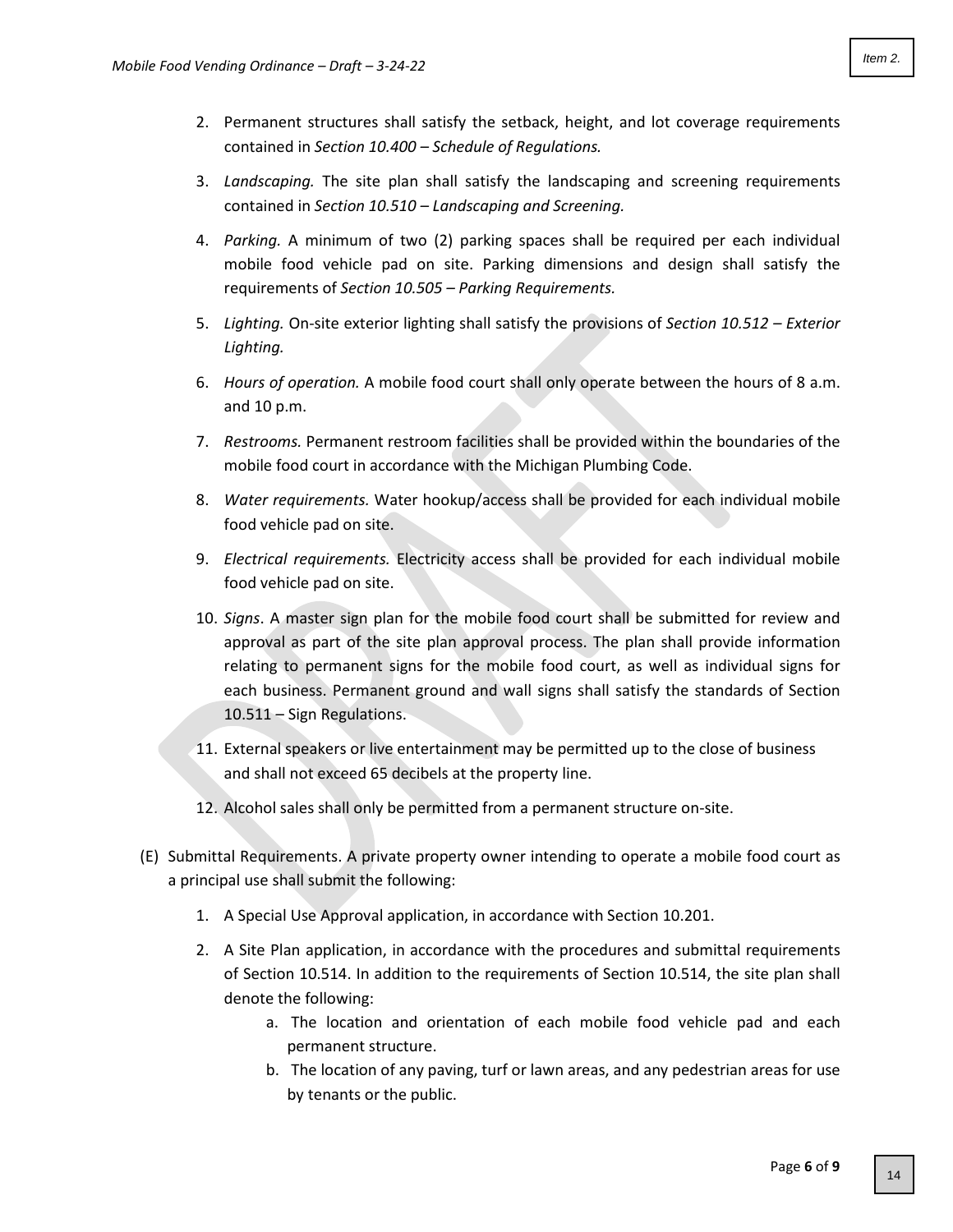2. Permanent structures shall satisfy the setback, height, and lot coverage requirements contained in *Section 10.400 – Schedule of Regulations.*
3. *Landscaping.* The site plan shall satisfy the landscaping and screening requirements contained in *Section 10.510 – Landscaping and Screening.*
4. *Parking.* A minimum of two (2) parking spaces shall be required per each individual mobile food vehicle pad on site. Parking dimensions and design shall satisfy the requirements of *Section 10.505 – Parking Requirements.*
5. *Lighting.* On-site exterior lighting shall satisfy the provisions of *Section 10.512 – Exterior Lighting.*
6. *Hours of operation.* A mobile food court shall only operate between the hours of 8 a.m. and 10 p.m.
7. *Restrooms.* Permanent restroom facilities shall be provided within the boundaries of the mobile food court in accordance with the Michigan Plumbing Code.
8. *Water requirements.* Water hookup/access shall be provided for each individual mobile food vehicle pad on site.
9. *Electrical requirements.* Electricity access shall be provided for each individual mobile food vehicle pad on site.
10. *Signs*. A master sign plan for the mobile food court shall be submitted for review and approval as part of the site plan approval process. The plan shall provide information relating to permanent signs for the mobile food court, as well as individual signs for each business. Permanent ground and wall signs shall satisfy the standards of Section 10.511 – Sign Regulations.
11. External speakers or live entertainment may be permitted up to the close of business and shall not exceed 65 decibels at the property line.
12. Alcohol sales shall only be permitted from a permanent structure on-site.

(E) Submittal Requirements. A private property owner intending to operate a mobile food court as a principal use shall submit the following:

1. A Special Use Approval application, in accordance with Section 10.201.
2. A Site Plan application, in accordance with the procedures and submittal requirements of Section 10.514. In addition to the requirements of Section 10.514, the site plan shall denote the following:
    a. The location and orientation of each mobile food vehicle pad and each permanent structure.
    b. The location of any paving, turf or lawn areas, and any pedestrian areas for use by tenants or the public.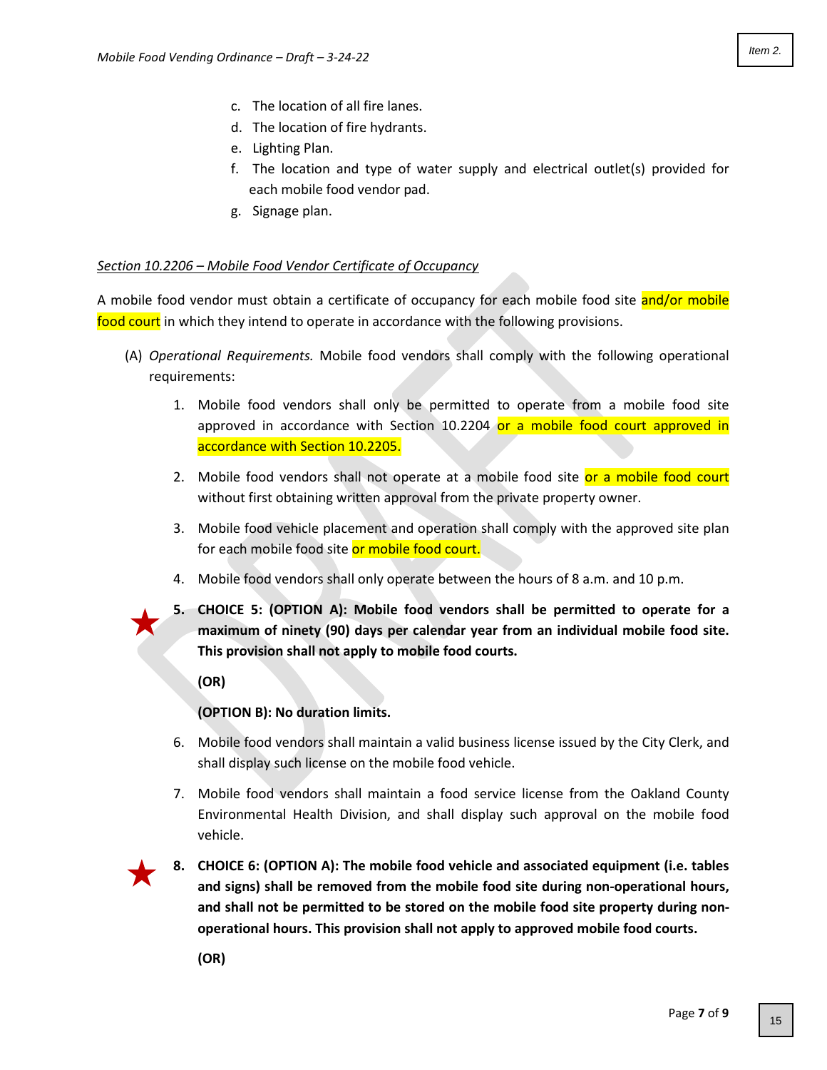c. The location of all fire lanes.
d. The location of fire hydrants.
e. Lighting Plan.
f. The location and type of water supply and electrical outlet(s) provided for each mobile food vendor pad.
g. Signage plan.

*Section 10.2206 – Mobile Food Vendor Certificate of Occupancy*

A mobile food vendor must obtain a certificate of occupancy for each mobile food site and/or mobile food court in which they intend to operate in accordance with the following provisions.

(A) *Operational Requirements.* Mobile food vendors shall comply with the following operational requirements:

1. Mobile food vendors shall only be permitted to operate from a mobile food site approved in accordance with Section 10.2204 or a mobile food court approved in accordance with Section 10.2205.

2. Mobile food vendors shall not operate at a mobile food site or a mobile food court without first obtaining written approval from the private property owner.

3. Mobile food vehicle placement and operation shall comply with the approved site plan for each mobile food site or mobile food court.

4. Mobile food vendors shall only operate between the hours of 8 a.m. and 10 p.m.

5. **CHOICE 5: (OPTION A): Mobile food vendors shall be permitted to operate for a maximum of ninety (90) days per calendar year from an individual mobile food site. This provision shall not apply to mobile food courts.**

   **(OR)**

   **(OPTION B): No duration limits.**

6. Mobile food vendors shall maintain a valid business license issued by the City Clerk, and shall display such license on the mobile food vehicle.

7. Mobile food vendors shall maintain a food service license from the Oakland County Environmental Health Division, and shall display such approval on the mobile food vehicle.

8. **CHOICE 6: (OPTION A): The mobile food vehicle and associated equipment (i.e. tables and signs) shall be removed from the mobile food site during non-operational hours, and shall not be permitted to be stored on the mobile food site property during non-operational hours. This provision shall not apply to approved mobile food courts.**

   **(OR)**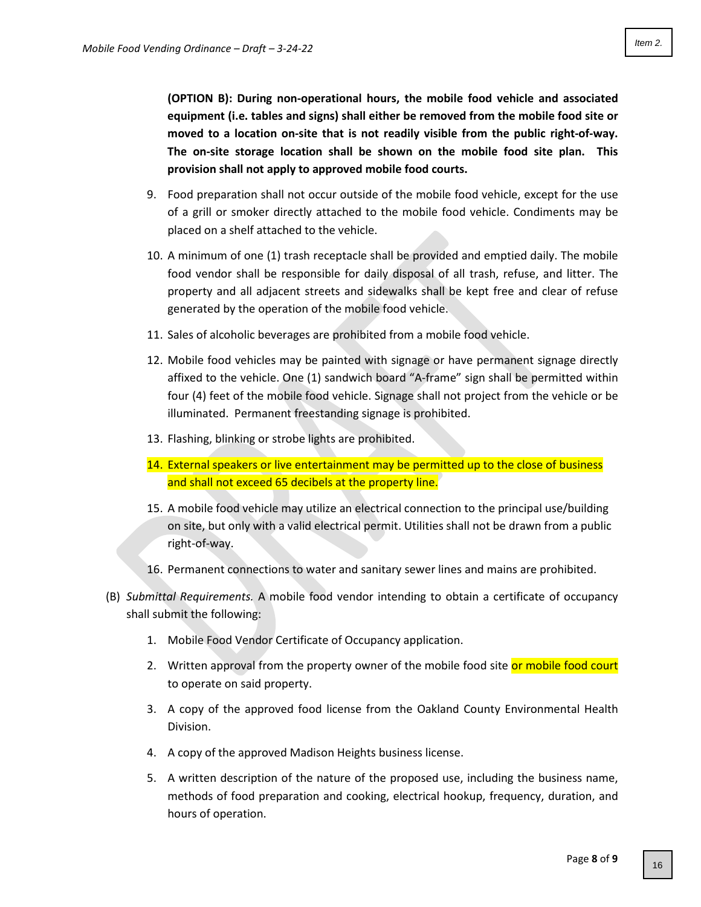**(OPTION B): During non-operational hours, the mobile food vehicle and associated equipment (i.e. tables and signs) shall either be removed from the mobile food site or moved to a location on-site that is not readily visible from the public right-of-way. The on-site storage location shall be shown on the mobile food site plan. This provision shall not apply to approved mobile food courts.**

9. Food preparation shall not occur outside of the mobile food vehicle, except for the use of a grill or smoker directly attached to the mobile food vehicle. Condiments may be placed on a shelf attached to the vehicle.

10. A minimum of one (1) trash receptacle shall be provided and emptied daily. The mobile food vendor shall be responsible for daily disposal of all trash, refuse, and litter. The property and all adjacent streets and sidewalks shall be kept free and clear of refuse generated by the operation of the mobile food vehicle.

11. Sales of alcoholic beverages are prohibited from a mobile food vehicle.

12. Mobile food vehicles may be painted with signage or have permanent signage directly affixed to the vehicle. One (1) sandwich board "A-frame" sign shall be permitted within four (4) feet of the mobile food vehicle. Signage shall not project from the vehicle or be illuminated. Permanent freestanding signage is prohibited.

13. Flashing, blinking or strobe lights are prohibited.

14. External speakers or live entertainment may be permitted up to the close of business and shall not exceed 65 decibels at the property line.

15. A mobile food vehicle may utilize an electrical connection to the principal use/building on site, but only with a valid electrical permit. Utilities shall not be drawn from a public right-of-way.

16. Permanent connections to water and sanitary sewer lines and mains are prohibited.

(B) *Submittal Requirements.* A mobile food vendor intending to obtain a certificate of occupancy shall submit the following:

1. Mobile Food Vendor Certificate of Occupancy application.

2. Written approval from the property owner of the mobile food site or mobile food court to operate on said property.

3. A copy of the approved food license from the Oakland County Environmental Health Division.

4. A copy of the approved Madison Heights business license.

5. A written description of the nature of the proposed use, including the business name, methods of food preparation and cooking, electrical hookup, frequency, duration, and hours of operation.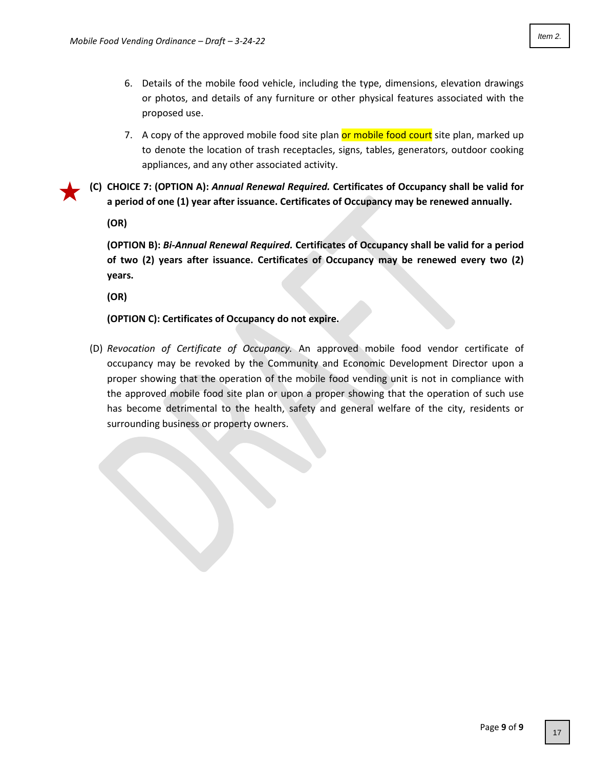6. Details of the mobile food vehicle, including the type, dimensions, elevation drawings or photos, and details of any furniture or other physical features associated with the proposed use.

7. A copy of the approved mobile food site plan or mobile food court site plan, marked up to denote the location of trash receptacles, signs, tables, generators, outdoor cooking appliances, and any other associated activity.

**(C) CHOICE 7: (OPTION A): *Annual Renewal Required.* Certificates of Occupancy shall be valid for a period of one (1) year after issuance. Certificates of Occupancy may be renewed annually.**

**(OR)**

**(OPTION B): *Bi-Annual Renewal Required.* Certificates of Occupancy shall be valid for a period of two (2) years after issuance. Certificates of Occupancy may be renewed every two (2) years.**

**(OR)**

**(OPTION C): Certificates of Occupancy do not expire.**

(D) *Revocation of Certificate of Occupancy.* An approved mobile food vendor certificate of occupancy may be revoked by the Community and Economic Development Director upon a proper showing that the operation of the mobile food vending unit is not in compliance with the approved mobile food site plan or upon a proper showing that the operation of such use has become detrimental to the health, safety and general welfare of the city, residents or surrounding business or property owners.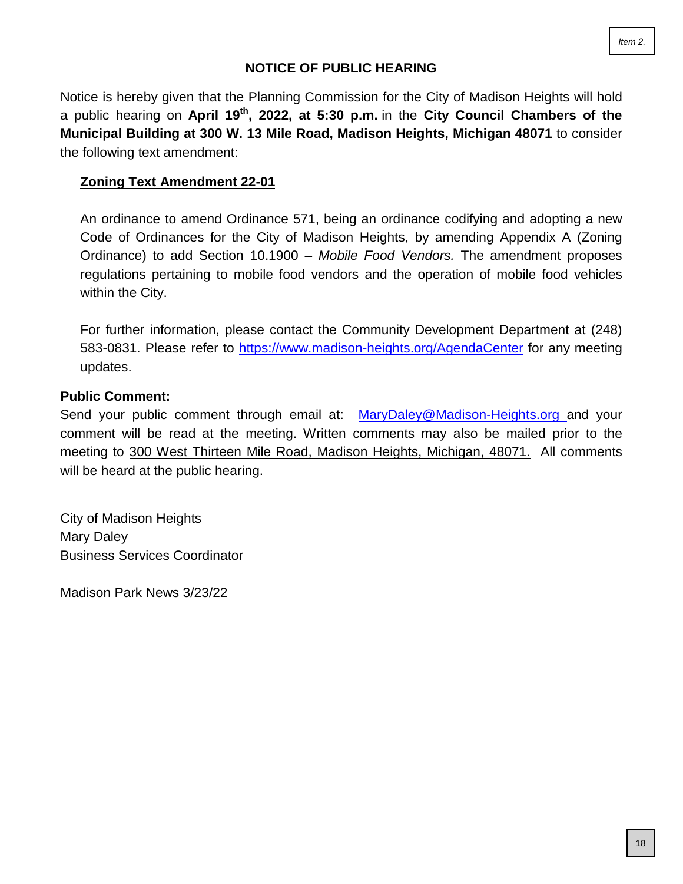Item 2.

# NOTICE OF PUBLIC HEARING

Notice is hereby given that the Planning Commission for the City of Madison Heights will hold a public hearing on **April 19th, 2022, at 5:30 p.m.** in the **City Council Chambers of the Municipal Building at 300 W. 13 Mile Road, Madison Heights, Michigan 48071** to consider the following text amendment:

**Zoning Text Amendment 22-01**

An ordinance to amend Ordinance 571, being an ordinance codifying and adopting a new Code of Ordinances for the City of Madison Heights, by amending Appendix A (Zoning Ordinance) to add Section 10.1900 – *Mobile Food Vendors.* The amendment proposes regulations pertaining to mobile food vendors and the operation of mobile food vehicles within the City.

For further information, please contact the Community Development Department at (248) 583-0831. Please refer to https://www.madison-heights.org/AgendaCenter for any meeting updates.

**Public Comment:**

Send your public comment through email at: MaryDaley@Madison-Heights.org and your comment will be read at the meeting. Written comments may also be mailed prior to the meeting to 300 West Thirteen Mile Road, Madison Heights, Michigan, 48071. All comments will be heard at the public hearing.

City of Madison Heights
Mary Daley
Business Services Coordinator

Madison Park News 3/23/22